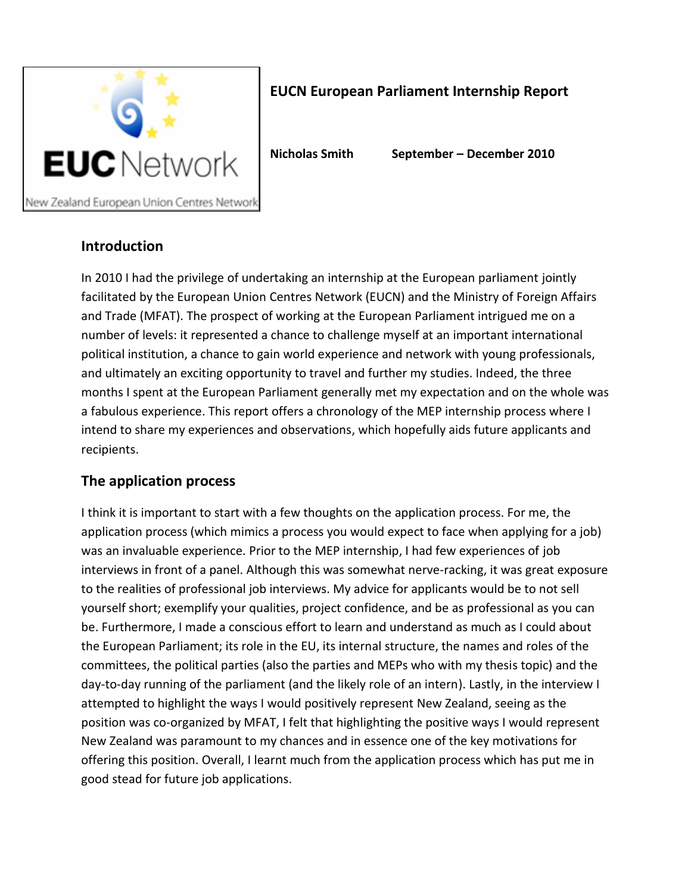EUC Network

New Zealand European Union Centres Network

# EUCN European Parliament Internship Report

**Nicholas Smith** **September – December 2010**

## Introduction

In 2010 I had the privilege of undertaking an internship at the European parliament jointly facilitated by the European Union Centres Network (EUCN) and the Ministry of Foreign Affairs and Trade (MFAT). The prospect of working at the European Parliament intrigued me on a number of levels: it represented a chance to challenge myself at an important international political institution, a chance to gain world experience and network with young professionals, and ultimately an exciting opportunity to travel and further my studies. Indeed, the three months I spent at the European Parliament generally met my expectation and on the whole was a fabulous experience. This report offers a chronology of the MEP internship process where I intend to share my experiences and observations, which hopefully aids future applicants and recipients.

## The application process

I think it is important to start with a few thoughts on the application process. For me, the application process (which mimics a process you would expect to face when applying for a job) was an invaluable experience. Prior to the MEP internship, I had few experiences of job interviews in front of a panel. Although this was somewhat nerve-racking, it was great exposure to the realities of professional job interviews. My advice for applicants would be to not sell yourself short; exemplify your qualities, project confidence, and be as professional as you can be. Furthermore, I made a conscious effort to learn and understand as much as I could about the European Parliament; its role in the EU, its internal structure, the names and roles of the committees, the political parties (also the parties and MEPs who with my thesis topic) and the day-to-day running of the parliament (and the likely role of an intern). Lastly, in the interview I attempted to highlight the ways I would positively represent New Zealand, seeing as the position was co-organized by MFAT, I felt that highlighting the positive ways I would represent New Zealand was paramount to my chances and in essence one of the key motivations for offering this position. Overall, I learnt much from the application process which has put me in good stead for future job applications.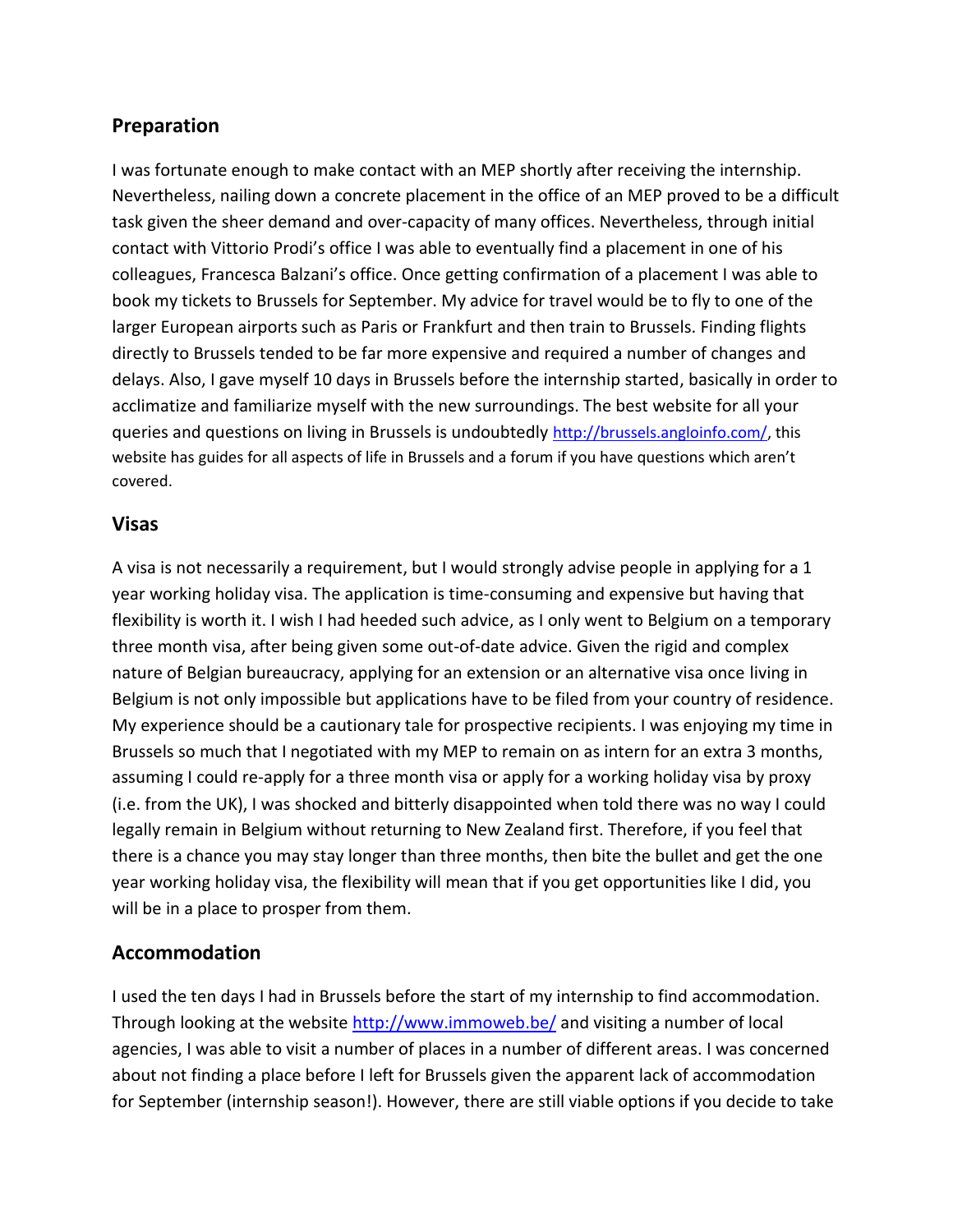## Preparation

I was fortunate enough to make contact with an MEP shortly after receiving the internship. Nevertheless, nailing down a concrete placement in the office of an MEP proved to be a difficult task given the sheer demand and over-capacity of many offices. Nevertheless, through initial contact with Vittorio Prodi's office I was able to eventually find a placement in one of his colleagues, Francesca Balzani's office. Once getting confirmation of a placement I was able to book my tickets to Brussels for September. My advice for travel would be to fly to one of the larger European airports such as Paris or Frankfurt and then train to Brussels. Finding flights directly to Brussels tended to be far more expensive and required a number of changes and delays. Also, I gave myself 10 days in Brussels before the internship started, basically in order to acclimatize and familiarize myself with the new surroundings. The best website for all your queries and questions on living in Brussels is undoubtedly http://brussels.angloinfo.com/, this website has guides for all aspects of life in Brussels and a forum if you have questions which aren't covered.

## Visas

A visa is not necessarily a requirement, but I would strongly advise people in applying for a 1 year working holiday visa. The application is time-consuming and expensive but having that flexibility is worth it. I wish I had heeded such advice, as I only went to Belgium on a temporary three month visa, after being given some out-of-date advice. Given the rigid and complex nature of Belgian bureaucracy, applying for an extension or an alternative visa once living in Belgium is not only impossible but applications have to be filed from your country of residence. My experience should be a cautionary tale for prospective recipients. I was enjoying my time in Brussels so much that I negotiated with my MEP to remain on as intern for an extra 3 months, assuming I could re-apply for a three month visa or apply for a working holiday visa by proxy (i.e. from the UK), I was shocked and bitterly disappointed when told there was no way I could legally remain in Belgium without returning to New Zealand first. Therefore, if you feel that there is a chance you may stay longer than three months, then bite the bullet and get the one year working holiday visa, the flexibility will mean that if you get opportunities like I did, you will be in a place to prosper from them.

## Accommodation

I used the ten days I had in Brussels before the start of my internship to find accommodation. Through looking at the website http://www.immoweb.be/ and visiting a number of local agencies, I was able to visit a number of places in a number of different areas. I was concerned about not finding a place before I left for Brussels given the apparent lack of accommodation for September (internship season!). However, there are still viable options if you decide to take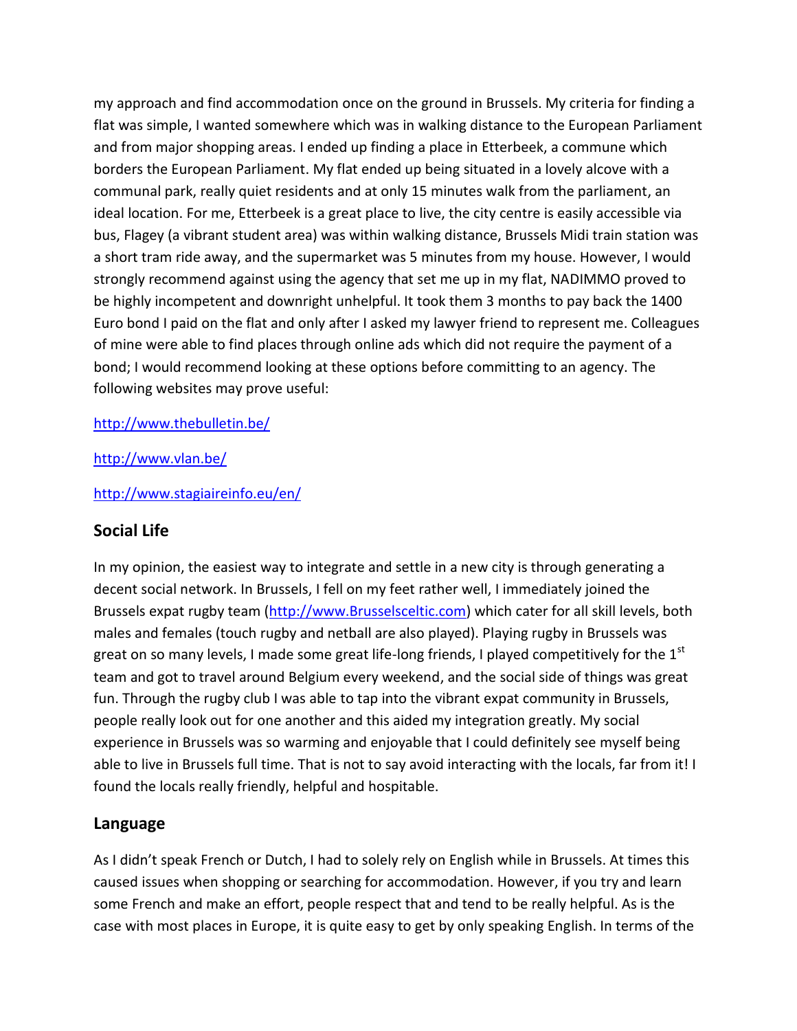my approach and find accommodation once on the ground in Brussels. My criteria for finding a flat was simple, I wanted somewhere which was in walking distance to the European Parliament and from major shopping areas. I ended up finding a place in Etterbeek, a commune which borders the European Parliament. My flat ended up being situated in a lovely alcove with a communal park, really quiet residents and at only 15 minutes walk from the parliament, an ideal location. For me, Etterbeek is a great place to live, the city centre is easily accessible via bus, Flagey (a vibrant student area) was within walking distance, Brussels Midi train station was a short tram ride away, and the supermarket was 5 minutes from my house. However, I would strongly recommend against using the agency that set me up in my flat, NADIMMO proved to be highly incompetent and downright unhelpful. It took them 3 months to pay back the 1400 Euro bond I paid on the flat and only after I asked my lawyer friend to represent me. Colleagues of mine were able to find places through online ads which did not require the payment of a bond; I would recommend looking at these options before committing to an agency. The following websites may prove useful:

http://www.thebulletin.be/

http://www.vlan.be/

http://www.stagiaireinfo.eu/en/

## Social Life

In my opinion, the easiest way to integrate and settle in a new city is through generating a decent social network. In Brussels, I fell on my feet rather well, I immediately joined the Brussels expat rugby team (http://www.Brusselsceltic.com) which cater for all skill levels, both males and females (touch rugby and netball are also played). Playing rugby in Brussels was great on so many levels, I made some great life-long friends, I played competitively for the 1st team and got to travel around Belgium every weekend, and the social side of things was great fun. Through the rugby club I was able to tap into the vibrant expat community in Brussels, people really look out for one another and this aided my integration greatly. My social experience in Brussels was so warming and enjoyable that I could definitely see myself being able to live in Brussels full time. That is not to say avoid interacting with the locals, far from it! I found the locals really friendly, helpful and hospitable.

## Language

As I didn't speak French or Dutch, I had to solely rely on English while in Brussels. At times this caused issues when shopping or searching for accommodation. However, if you try and learn some French and make an effort, people respect that and tend to be really helpful. As is the case with most places in Europe, it is quite easy to get by only speaking English. In terms of the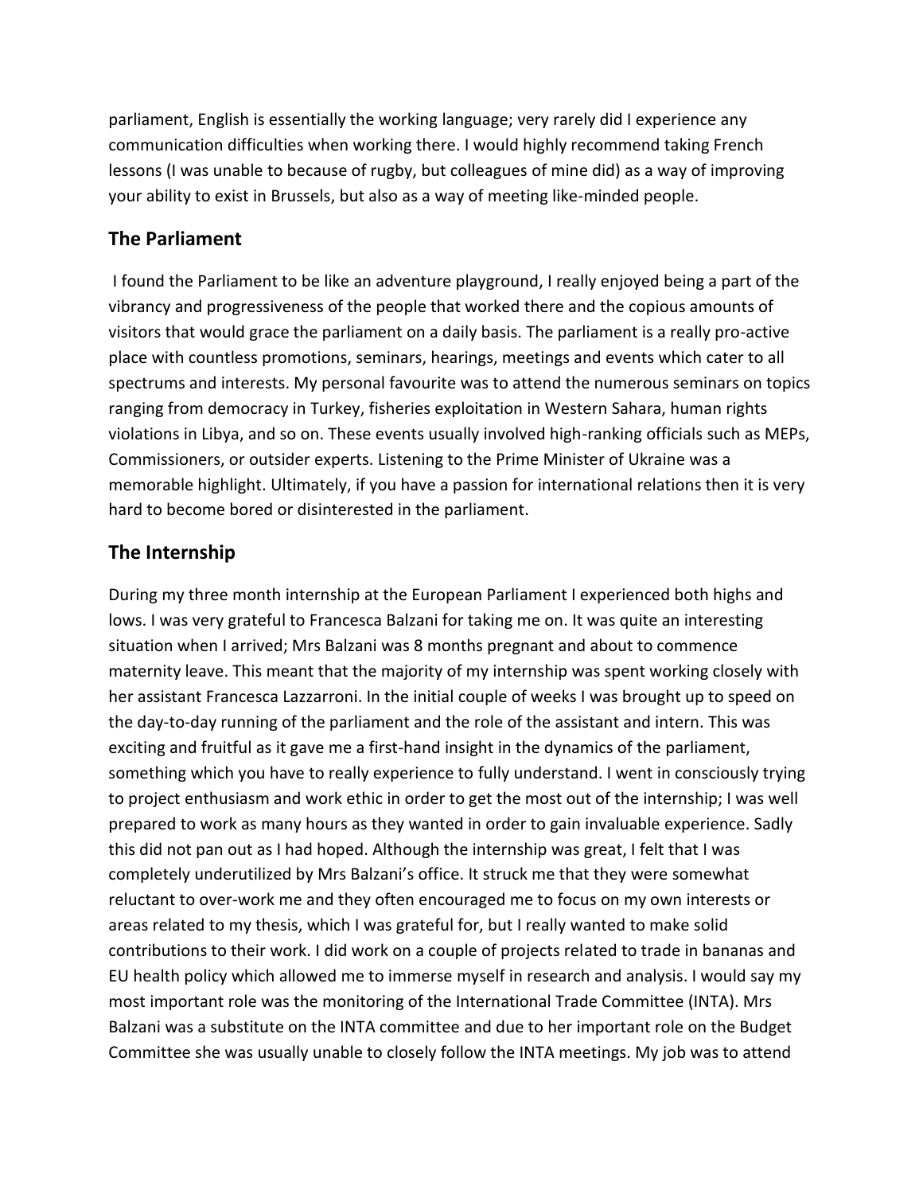parliament, English is essentially the working language; very rarely did I experience any communication difficulties when working there. I would highly recommend taking French lessons (I was unable to because of rugby, but colleagues of mine did) as a way of improving your ability to exist in Brussels, but also as a way of meeting like-minded people.

## The Parliament

I found the Parliament to be like an adventure playground, I really enjoyed being a part of the vibrancy and progressiveness of the people that worked there and the copious amounts of visitors that would grace the parliament on a daily basis. The parliament is a really pro-active place with countless promotions, seminars, hearings, meetings and events which cater to all spectrums and interests. My personal favourite was to attend the numerous seminars on topics ranging from democracy in Turkey, fisheries exploitation in Western Sahara, human rights violations in Libya, and so on. These events usually involved high-ranking officials such as MEPs, Commissioners, or outsider experts. Listening to the Prime Minister of Ukraine was a memorable highlight. Ultimately, if you have a passion for international relations then it is very hard to become bored or disinterested in the parliament.

## The Internship

During my three month internship at the European Parliament I experienced both highs and lows. I was very grateful to Francesca Balzani for taking me on. It was quite an interesting situation when I arrived; Mrs Balzani was 8 months pregnant and about to commence maternity leave. This meant that the majority of my internship was spent working closely with her assistant Francesca Lazzarroni. In the initial couple of weeks I was brought up to speed on the day-to-day running of the parliament and the role of the assistant and intern. This was exciting and fruitful as it gave me a first-hand insight in the dynamics of the parliament, something which you have to really experience to fully understand. I went in consciously trying to project enthusiasm and work ethic in order to get the most out of the internship; I was well prepared to work as many hours as they wanted in order to gain invaluable experience. Sadly this did not pan out as I had hoped. Although the internship was great, I felt that I was completely underutilized by Mrs Balzani's office. It struck me that they were somewhat reluctant to over-work me and they often encouraged me to focus on my own interests or areas related to my thesis, which I was grateful for, but I really wanted to make solid contributions to their work. I did work on a couple of projects related to trade in bananas and EU health policy which allowed me to immerse myself in research and analysis. I would say my most important role was the monitoring of the International Trade Committee (INTA). Mrs Balzani was a substitute on the INTA committee and due to her important role on the Budget Committee she was usually unable to closely follow the INTA meetings. My job was to attend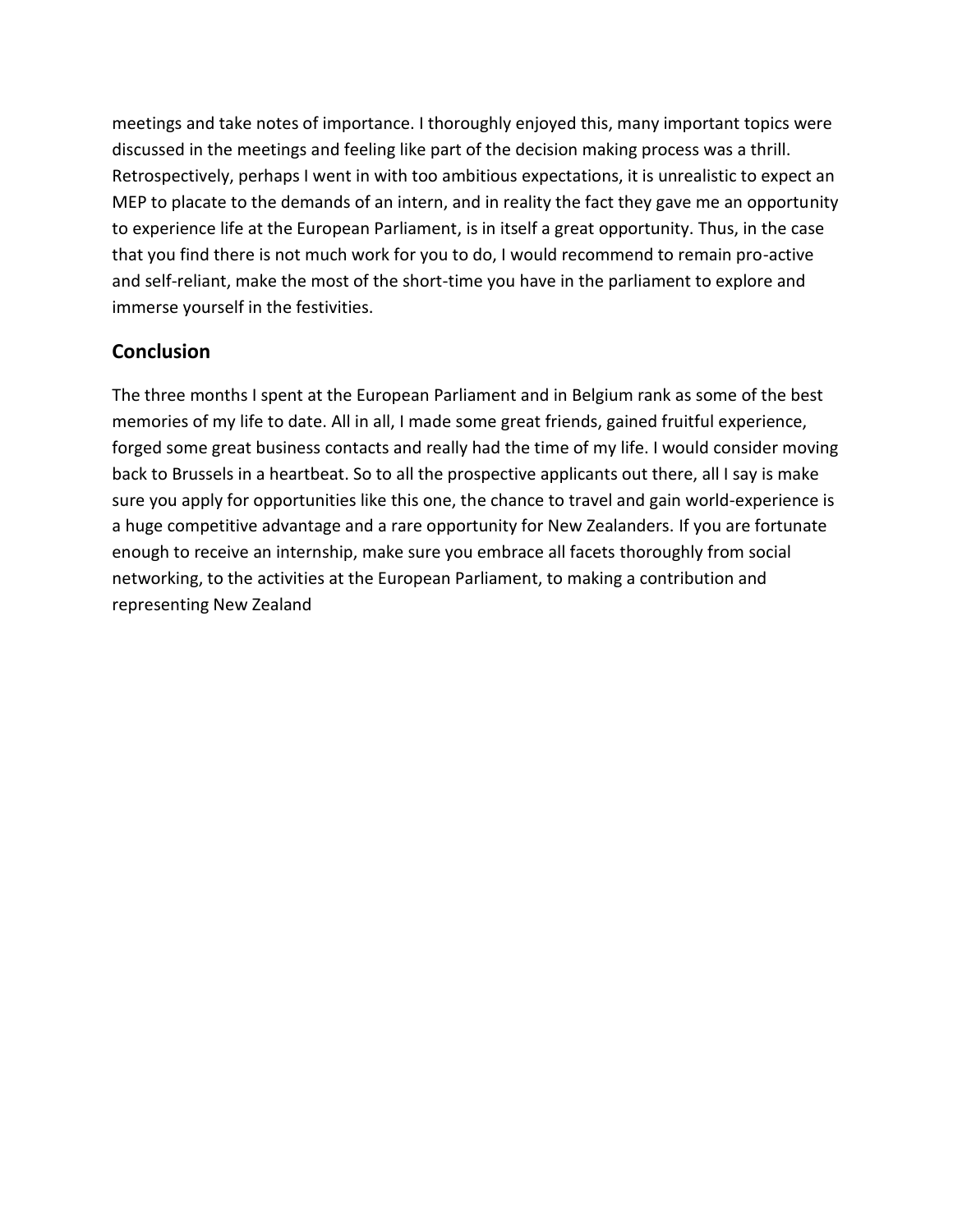meetings and take notes of importance. I thoroughly enjoyed this, many important topics were discussed in the meetings and feeling like part of the decision making process was a thrill. Retrospectively, perhaps I went in with too ambitious expectations, it is unrealistic to expect an MEP to placate to the demands of an intern, and in reality the fact they gave me an opportunity to experience life at the European Parliament, is in itself a great opportunity. Thus, in the case that you find there is not much work for you to do, I would recommend to remain pro-active and self-reliant, make the most of the short-time you have in the parliament to explore and immerse yourself in the festivities.

## Conclusion

The three months I spent at the European Parliament and in Belgium rank as some of the best memories of my life to date. All in all, I made some great friends, gained fruitful experience, forged some great business contacts and really had the time of my life. I would consider moving back to Brussels in a heartbeat. So to all the prospective applicants out there, all I say is make sure you apply for opportunities like this one, the chance to travel and gain world-experience is a huge competitive advantage and a rare opportunity for New Zealanders. If you are fortunate enough to receive an internship, make sure you embrace all facets thoroughly from social networking, to the activities at the European Parliament, to making a contribution and representing New Zealand